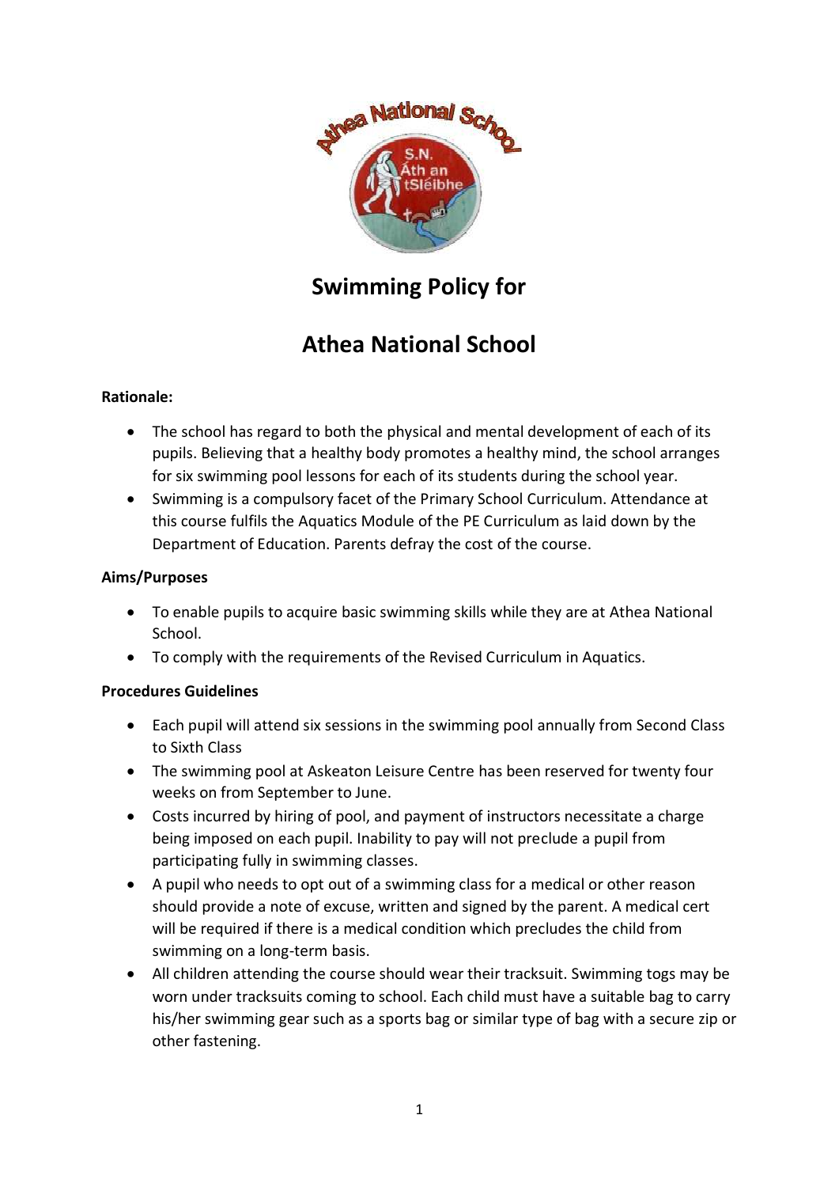# Swimming Policy for

# Athea National School

**Rationale:**

- The school has regard to both the physical and mental development of each of its pupils. Believing that a healthy body promotes a healthy mind, the school arranges for six swimming pool lessons for each of its students during the school year.
- Swimming is a compulsory facet of the Primary School Curriculum. Attendance at this course fulfils the Aquatics Module of the PE Curriculum as laid down by the Department of Education. Parents defray the cost of the course.

**Aims/Purposes**

- To enable pupils to acquire basic swimming skills while they are at Athea National School.
- To comply with the requirements of the Revised Curriculum in Aquatics.

**Procedures Guidelines**

- Each pupil will attend six sessions in the swimming pool annually from Second Class to Sixth Class
- The swimming pool at Askeaton Leisure Centre has been reserved for twenty four weeks on from September to June.
- Costs incurred by hiring of pool, and payment of instructors necessitate a charge being imposed on each pupil. Inability to pay will not preclude a pupil from participating fully in swimming classes.
- A pupil who needs to opt out of a swimming class for a medical or other reason should provide a note of excuse, written and signed by the parent. A medical cert will be required if there is a medical condition which precludes the child from swimming on a long-term basis.
- All children attending the course should wear their tracksuit. Swimming togs may be worn under tracksuits coming to school. Each child must have a suitable bag to carry his/her swimming gear such as a sports bag or similar type of bag with a secure zip or other fastening.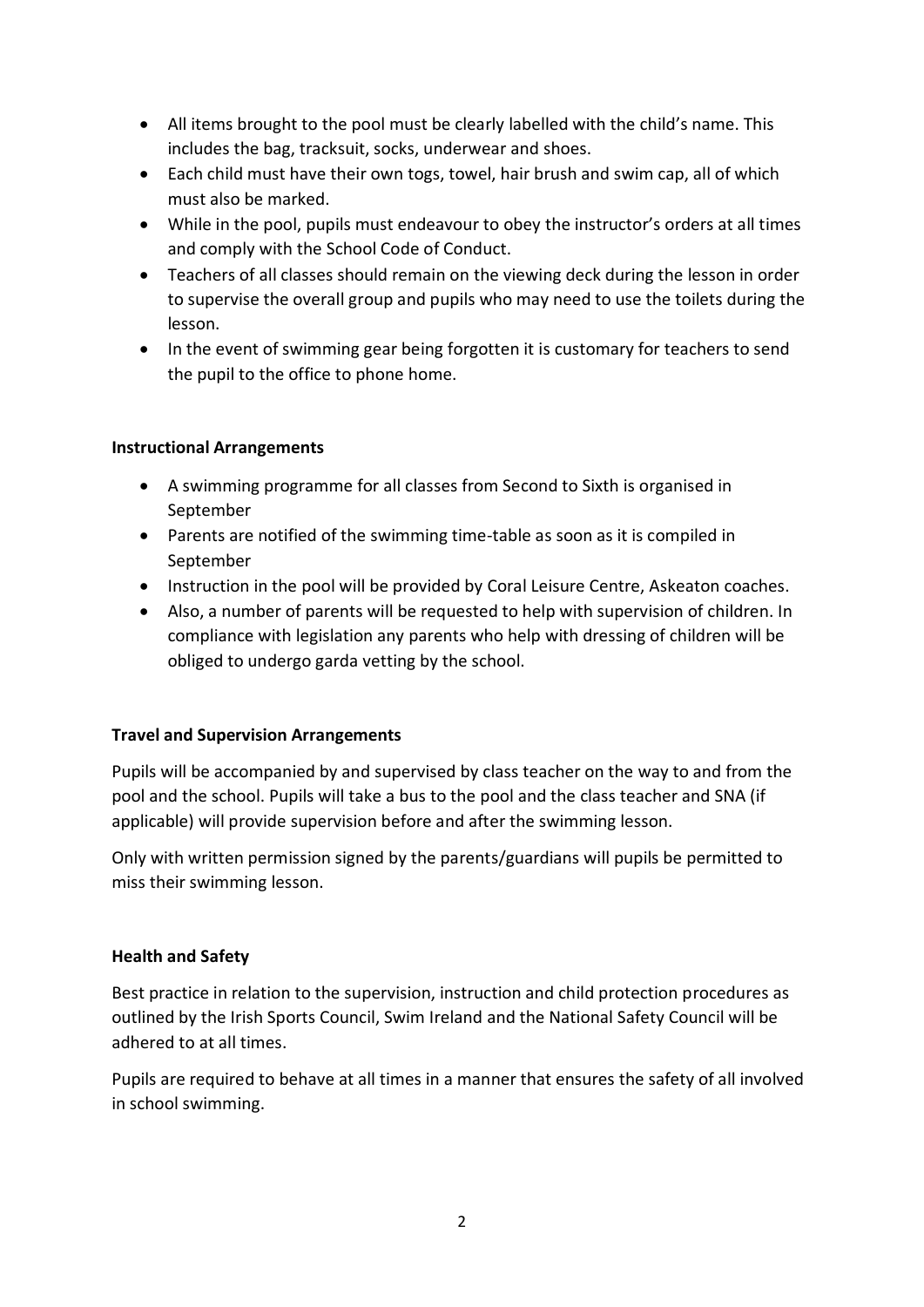- All items brought to the pool must be clearly labelled with the child's name. This includes the bag, tracksuit, socks, underwear and shoes.
- Each child must have their own togs, towel, hair brush and swim cap, all of which must also be marked.
- While in the pool, pupils must endeavour to obey the instructor's orders at all times and comply with the School Code of Conduct.
- Teachers of all classes should remain on the viewing deck during the lesson in order to supervise the overall group and pupils who may need to use the toilets during the lesson.
- In the event of swimming gear being forgotten it is customary for teachers to send the pupil to the office to phone home.

**Instructional Arrangements**

- A swimming programme for all classes from Second to Sixth is organised in September
- Parents are notified of the swimming time-table as soon as it is compiled in September
- Instruction in the pool will be provided by Coral Leisure Centre, Askeaton coaches.
- Also, a number of parents will be requested to help with supervision of children. In compliance with legislation any parents who help with dressing of children will be obliged to undergo garda vetting by the school.

**Travel and Supervision Arrangements**

Pupils will be accompanied by and supervised by class teacher on the way to and from the pool and the school. Pupils will take a bus to the pool and the class teacher and SNA (if applicable) will provide supervision before and after the swimming lesson.

Only with written permission signed by the parents/guardians will pupils be permitted to miss their swimming lesson.

**Health and Safety**

Best practice in relation to the supervision, instruction and child protection procedures as outlined by the Irish Sports Council, Swim Ireland and the National Safety Council will be adhered to at all times.

Pupils are required to behave at all times in a manner that ensures the safety of all involved in school swimming.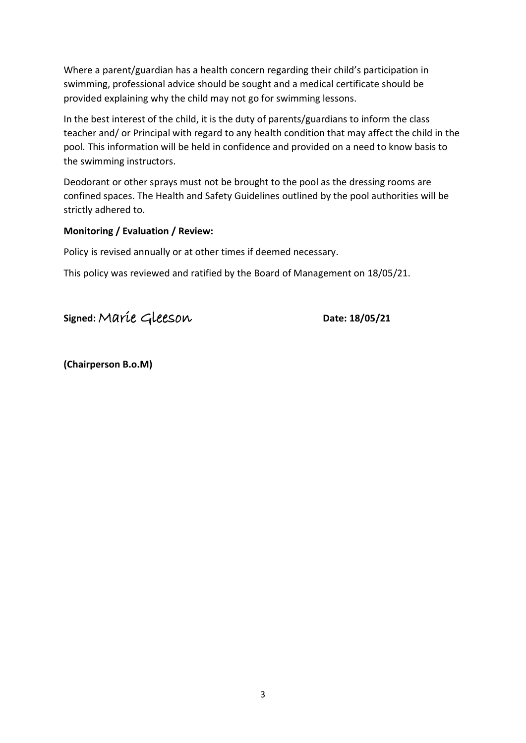Where a parent/guardian has a health concern regarding their child's participation in swimming, professional advice should be sought and a medical certificate should be provided explaining why the child may not go for swimming lessons.

In the best interest of the child, it is the duty of parents/guardians to inform the class teacher and/ or Principal with regard to any health condition that may affect the child in the pool. This information will be held in confidence and provided on a need to know basis to the swimming instructors.

Deodorant or other sprays must not be brought to the pool as the dressing rooms are confined spaces. The Health and Safety Guidelines outlined by the pool authorities will be strictly adhered to.

**Monitoring / Evaluation / Review:**

Policy is revised annually or at other times if deemed necessary.

This policy was reviewed and ratified by the Board of Management on 18/05/21.

**Signed:** Marie Gleeson **Date: 18/05/21**

**(Chairperson B.o.M)**